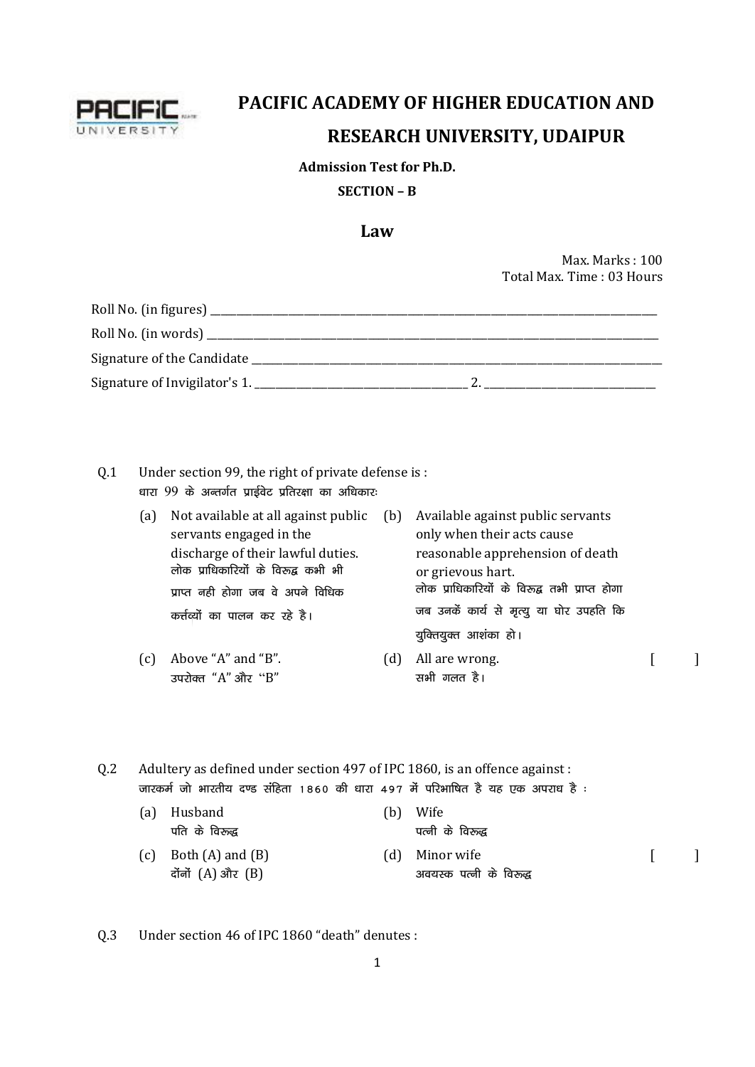# PACIFIC ACADEMY OF HIGHER EDUCATION AND RESEARCH UNIVERSITY, UDAIPUR

**Admission Test for Ph.D.**

**SECTION – B**

## Law

Max. Marks : 100
Total Max. Time : 03 Hours

Roll No. (in figures) ____________________

Roll No. (in words) ____________________

Signature of the Candidate ____________________

Signature of Invigilator's 1. ____________________ 2. ____________________

Q.1 Under section 99, the right of private defense is :
धारा 99 के अन्तर्गत प्राईवेट प्रतिरक्षा का अधिकारः

(a) Not available at all against public servants engaged in the discharge of their lawful duties.
लोक प्राधिकारियों के विरूद्ध कभी भी प्राप्त नही होगा जब वे अपने विधिक कर्त्तव्यों का पालन कर रहे है।

(b) Available against public servants only when their acts cause reasonable apprehension of death or grievous hart.
लोक प्राधिकारियों के विरूद्ध तभी प्राप्त होगा जब उनकें कार्य से मृत्यु या घोर उपहति कि युक्तियुक्त आशंका हो।

(c) Above "A" and "B".
उपरोक्त "A" और "B"

(d) All are wrong.
सभी गलत है।

[ ]

Q.2 Adultery as defined under section 497 of IPC 1860, is an offence against :
जारकर्म जो भारतीय दण्ड संहिता 1860 की धारा 497 में परिभाषित है यह एक अपराध है :

(a) Husband
पति के विरूद्ध

(b) Wife
पत्नी के विरूद्ध

(c) Both (A) and (B)
दोंनों (A) और (B)

(d) Minor wife
अवयस्क पत्नी के विरूद्ध

[ ]

Q.3 Under section 46 of IPC 1860 "death" denutes :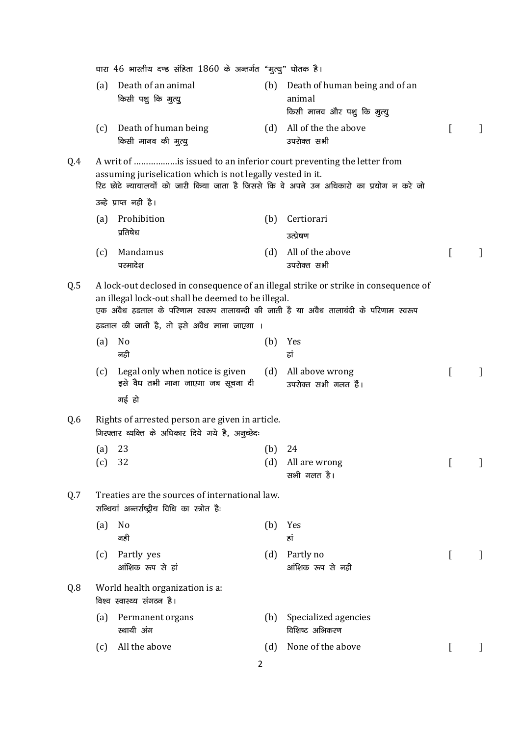धारा 46 भारतीय दण्ड संहिता 1860 के अन्तर्गत "मुत्यु" घोतक है।

(a) Death of an animal
किसी पशु कि मुत्यु

(b) Death of human being and of an animal
किसी मानव और पशु कि मुत्यु

(c) Death of human being
किसी मानव की मुत्यु

(d) All of the the above
उपरोक्त सभी

[ ]

Q.4 A writ of ………………is issued to an inferior court preventing the letter from assuming juriselication which is not legally vested in it.
रिट छोटे न्यायालयों को जारी किया जाता है जिससे कि वे अपने उन अधिकारो का प्रयोग न करे जो उन्हे प्राप्त नही है।

(a) Prohibition
प्रतिषेध

(b) Certiorari
उत्प्रेषण

(c) Mandamus
परमादेश

(d) All of the above
उपरोक्त सभी

[ ]

Q.5 A lock-out declosed in consequence of an illegal strike or strike in consequence of an illegal lock-out shall be deemed to be illegal.
एक अवैध हडताल के परिणाम स्वरूप तालाबन्दी की जाती है या अवैध तालाबंदी के परिणाम स्वरूप हडताल की जाती है, तो इसे अवैध माना जाएगा ।

(a) No
नही

(b) Yes
हां

(c) Legal only when notice is given
इसे वैध तभी माना जाएगा जब सूचना दी गई हो

(d) All above wrong
उपरोक्त सभी गलत हैं।

[ ]

Q.6 Rights of arrested person are given in article.
गिरफ्तार व्यक्ति के अधिकार दिये गये है, अनुच्छेदः

(a) 23

(b) 24

(c) 32

(d) All are wrong
सभी गलत है।

[ ]

Q.7 Treaties are the sources of international law.
सन्धियां अन्तर्राष्ट्रीय विधि का स्त्रोत हैः

(a) No
नही

(b) Yes
हां

(c) Partly yes
आंशिक रूप से हां

(d) Partly no
आंशिक रूप से नही

[ ]

Q.8 World health organization is a:
विश्व स्वास्थ्य संगठन है।

(a) Permanent organs
स्थायी अंग

(b) Specialized agencies
विशिष्ट अभिकरण

(c) All the above

(d) None of the above

[ ]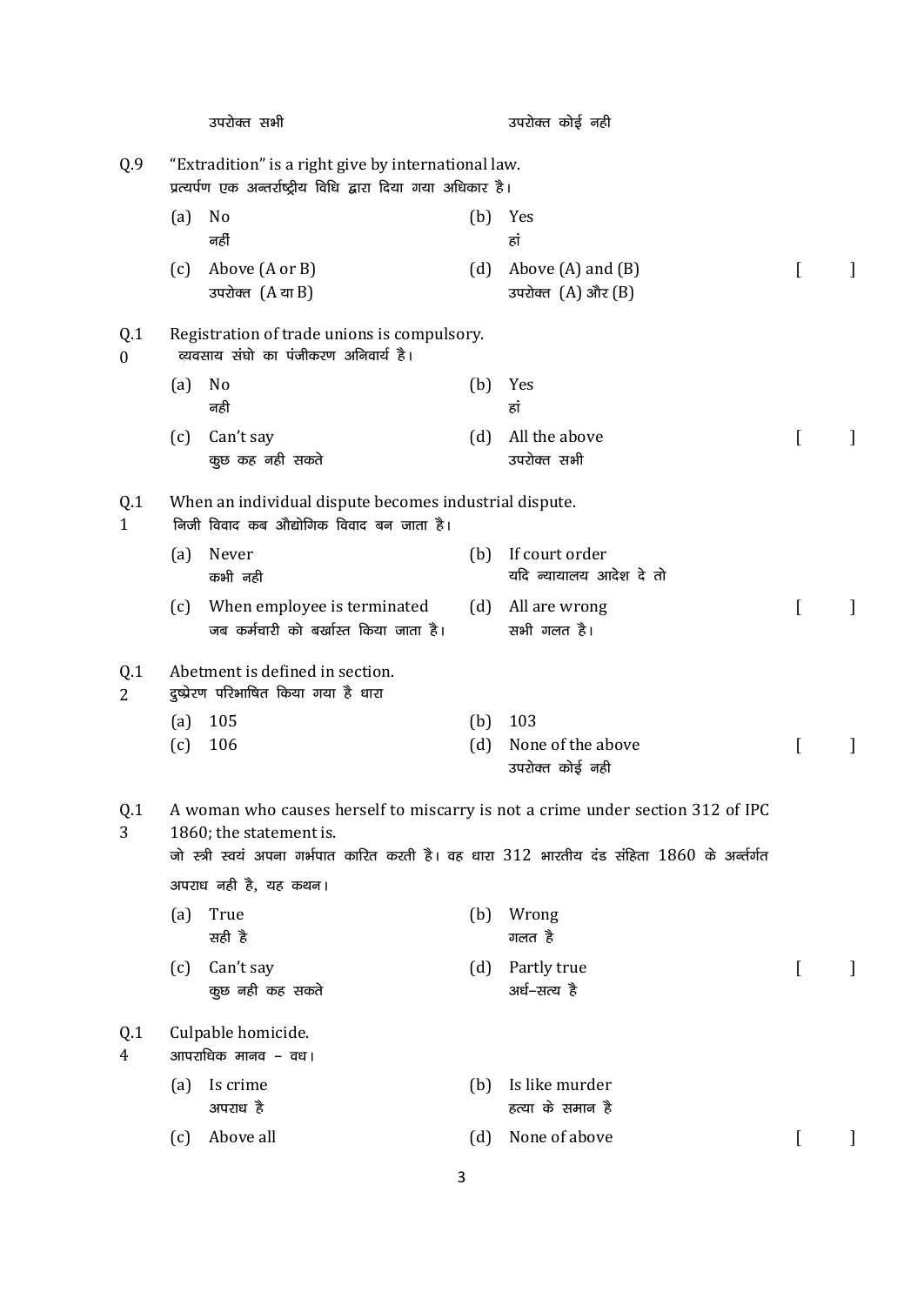उपरोक्त सभी　　　　　　　　　　　　　　　उपरोक्त कोई नही

**Q.9** "Extradition" is a right give by international law.
प्रत्यर्पण एक अन्तर्राष्ट्रीय विधि द्वारा दिया गया अधिकार है।

(a) No / नहीं
(b) Yes / हां
(c) Above (A or B) / उपरोक्त (A या B)
(d) Above (A) and (B) / उपरोक्त (A) और (B)　[　　]

**Q.10** Registration of trade unions is compulsory.
व्यवसाय संघो का पंजीकरण अनिवार्य है।

(a) No / नही
(b) Yes / हां
(c) Can't say / कुछ कह नही सकते
(d) All the above / उपरोक्त सभी　[　　]

**Q.11** When an individual dispute becomes industrial dispute.
निजी विवाद कब औद्योगिक विवाद बन जाता है।

(a) Never / कभी नही
(b) If court order / यदि न्यायालय आदेश दे तो
(c) When employee is terminated / जब कर्मचारी को बर्खास्त किया जाता है।
(d) All are wrong / सभी गलत है।　[　　]

**Q.12** Abetment is defined in section.
दुष्प्रेरण परिभाषित किया गया है धारा

(a) 105
(b) 103
(c) 106
(d) None of the above / उपरोक्त कोई नही　[　　]

**Q.13** A woman who causes herself to miscarry is not a crime under section 312 of IPC 1860; the statement is.
जो स्त्री स्वयं अपना गर्भपात कारित करती है। वह धारा 312 भारतीय दंड संहिता 1860 के अर्न्तगत अपराध नही है, यह कथन।

(a) True / सही है
(b) Wrong / गलत है
(c) Can't say / कुछ नही कह सकते
(d) Partly true / अर्ध–सत्य है　[　　]

**Q.14** Culpable homicide.
आपराधिक मानव – वध।

(a) Is crime / अपराध है
(b) Is like murder / हत्या के समान है
(c) Above all
(d) None of above　[　　]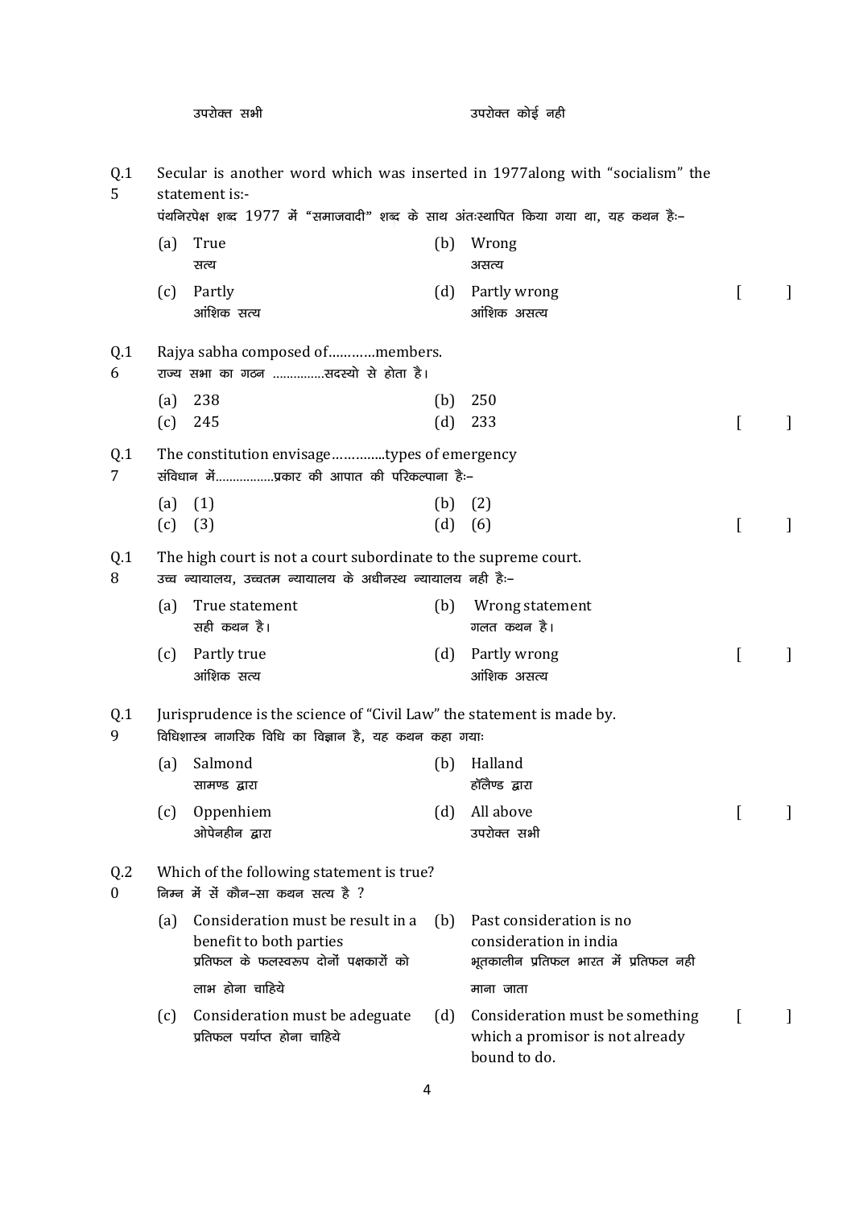उपरोक्त सभी                                        उपरोक्त कोई नही

**Q.15** Secular is another word which was inserted in 1977along with "socialism" the statement is:-
पंथनिरपेक्ष शब्द 1977 में "समाजवादी" शब्द के साथ अंतःस्थापित किया गया था, यह कथन हैः–

(a) True
सत्य

(b) Wrong
असत्य

(c) Partly
आंशिक सत्य

(d) Partly wrong
आंशिक असत्य

[    ]

**Q.16** Rajya sabha composed of…………members.
राज्य सभा का गठन ……………सदस्यो से होता है।

(a) 238

(b) 250

(c) 245

(d) 233

[    ]

**Q.17** The constitution envisage…………..types of emergency
संविधान में……………..प्रकार की आपात की परिकल्पाना हैः–

(a) (1)

(b) (2)

(c) (3)

(d) (6)

[    ]

**Q.18** The high court is not a court subordinate to the supreme court.
उच्च न्यायालय, उच्चतम न्यायालय के अधीनस्थ न्यायालय नही हैः–

(a) True statement
सही कथन है।

(b) Wrong statement
गलत कथन है।

(c) Partly true
आंशिक सत्य

(d) Partly wrong
आंशिक असत्य

[    ]

**Q.19** Jurisprudence is the science of "Civil Law" the statement is made by.
विधिशास्त्र नागरिक विधि का विज्ञान है, यह कथन कहा गयाः

(a) Salmond
सामण्ड द्वारा

(b) Halland
हॉलैण्ड द्वारा

(c) Oppenhiem
ओपेनहीन द्वारा

(d) All above
उपरोक्त सभी

[    ]

**Q.20** Which of the following statement is true?
निम्न में सें कौन–सा कथन सत्य है ?

(a) Consideration must be result in a benefit to both parties
प्रतिफल के फलस्वरूप दोनों पक्षकारों को लाभ होना चाहिये

(b) Past consideration is no consideration in india
भूतकालीन प्रतिफल भारत में प्रतिफल नही माना जाता

(c) Consideration must be adeguate
प्रतिफल पर्याप्त होना चाहिये

(d) Consideration must be something which a promisor is not already bound to do.

[    ]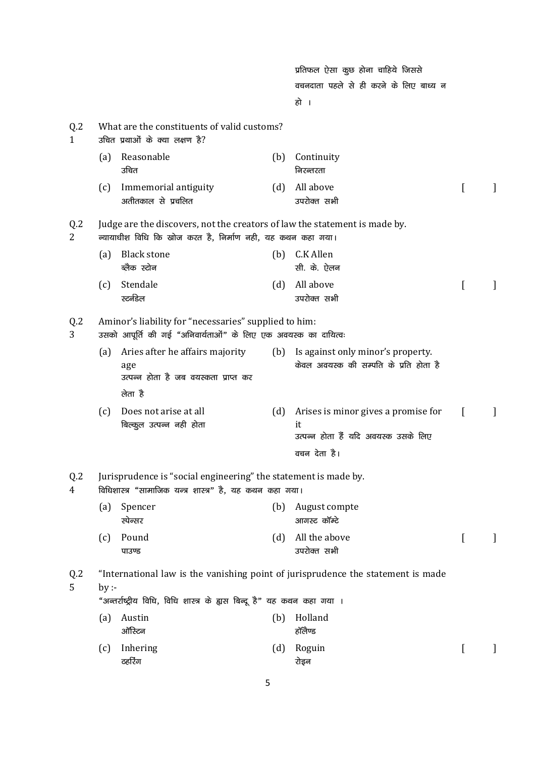प्रतिफल ऐसा कुछ होना चाहिये जिससे वचनदाता पहले से ही करने के लिए बाध्य न हो ।

Q.21 What are the constituents of valid customs?
उचित प्रथाओं के क्या लक्षण है?

(a) Reasonable
उचित

(b) Continuity
निरन्तरता

(c) Immemorial antiguity
अतीतकाल से प्रचलित

(d) All above
उपरोक्त सभी

[ ]

Q.22 Judge are the discovers, not the creators of law the statement is made by.
न्यायाधीश विधि कि खोज करत है, निर्माण नही, यह कथन कहा गया।

(a) Black stone
ब्लैक स्टोन

(b) C.K Allen
सी. के. ऐलन

(c) Stendale
स्टनडिल

(d) All above
उपरोक्त सभी

[ ]

Q.23 Aminor's liability for "necessaries" supplied to him:
उसको आपूर्ति की गई "अनिवार्यताओं" के लिए एक अवयस्क का दायित्वः

(a) Aries after he affairs majority age
उत्पन्न होता है जब वयस्कता प्राप्त कर लेता है

(b) Is against only minor's property.
केवल अवयस्क की सम्पति के प्रति होता है

(c) Does not arise at all
बिल्कुल उत्पन्न नही होता

(d) Arises is minor gives a promise for it
उत्पन्न होता हैं यदि अवयस्क उसके लिए वचन देता है।

[ ]

Q.24 Jurisprudence is "social engineering" the statement is made by.
विधिशास्त्र "सामाजिक यन्त्र शास्त्र" है, यह कथन कहा गया।

(a) Spencer
स्पेन्सर

(b) August compte
आगस्ट कॉम्टे

(c) Pound
पाउण्ड

(d) All the above
उपरोक्त सभी

[ ]

Q.25 "International law is the vanishing point of jurisprudence the statement is made by :-
"अन्तर्राष्ट्रीय विधि, विधि शास्त्र के ह्रास बिन्दू है" यह कथन कहा गया ।

(a) Austin
ऑस्टिन

(b) Holland
हॉलैण्ड

(c) Inhering
ठहरिंग

(d) Roguin
रोइन

[ ]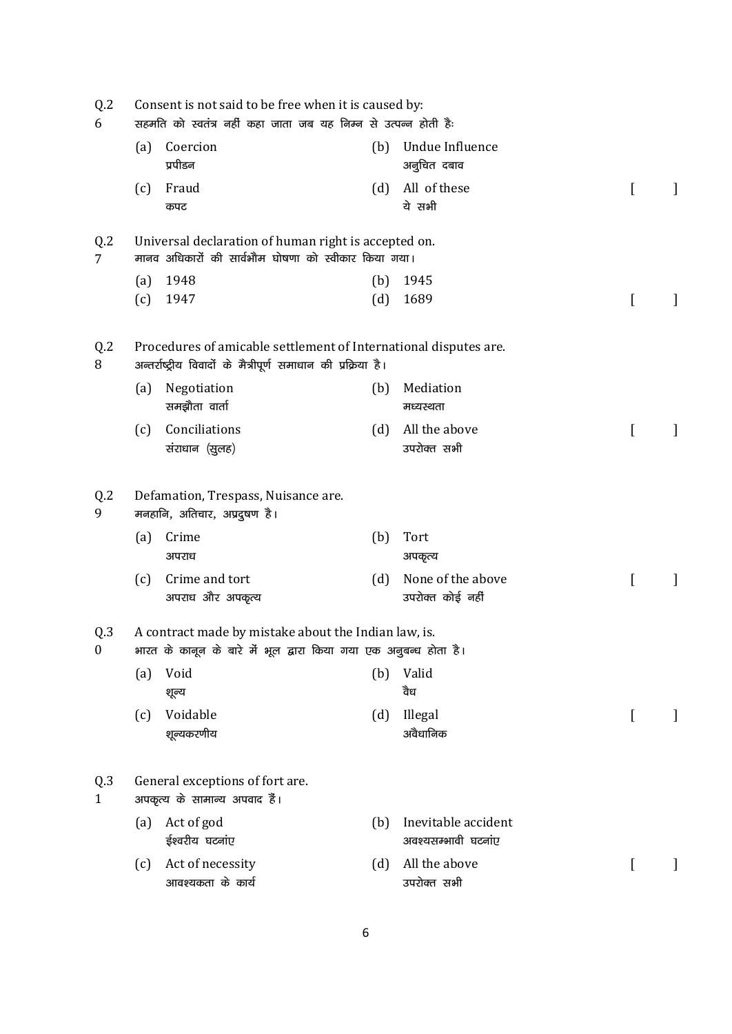Q.26 Consent is not said to be free when it is caused by:
सहमति को स्वतंत्र नहीं कहा जाता जब यह निम्न से उत्पन्न होती हैः

(a) Coercion
प्रपीडन

(b) Undue Influence
अनुचित दबाव

(c) Fraud
कपट

(d) All of these
ये सभी

[ ]

Q.27 Universal declaration of human right is accepted on.
मानव अधिकारों की सार्वभौम घोषणा को स्वीकार किया गया।

(a) 1948
(b) 1945
(c) 1947
(d) 1689

[ ]

Q.28 Procedures of amicable settlement of International disputes are.
अन्तर्राष्ट्रीय विवादों के मैत्रीपूर्ण समाधान की प्रक्रिया है।

(a) Negotiation
समझौता वार्ता

(b) Mediation
मध्यस्थता

(c) Conciliations
संराधान (सुलह)

(d) All the above
उपरोक्त सभी

[ ]

Q.29 Defamation, Trespass, Nuisance are.
मनहानि, अतिचार, अप्रदुषण है।

(a) Crime
अपराध

(b) Tort
अपकृत्य

(c) Crime and tort
अपराध और अपकृत्य

(d) None of the above
उपरोक्त कोई नहीं

[ ]

Q.30 A contract made by mistake about the Indian law, is.
भारत के कानून के बारे में भूल द्वारा किया गया एक अनुबन्ध होता है।

(a) Void
शून्य

(b) Valid
वैध

(c) Voidable
शून्यकरणीय

(d) Illegal
अवैधानिक

[ ]

Q.31 General exceptions of fort are.
अपकृत्य के सामान्य अपवाद हैं।

(a) Act of god
ईश्वरीय घटनांए

(b) Inevitable accident
अवश्यसम्भावी घटनांए

(c) Act of necessity
आवश्यकता के कार्य

(d) All the above
उपरोक्त सभी

[ ]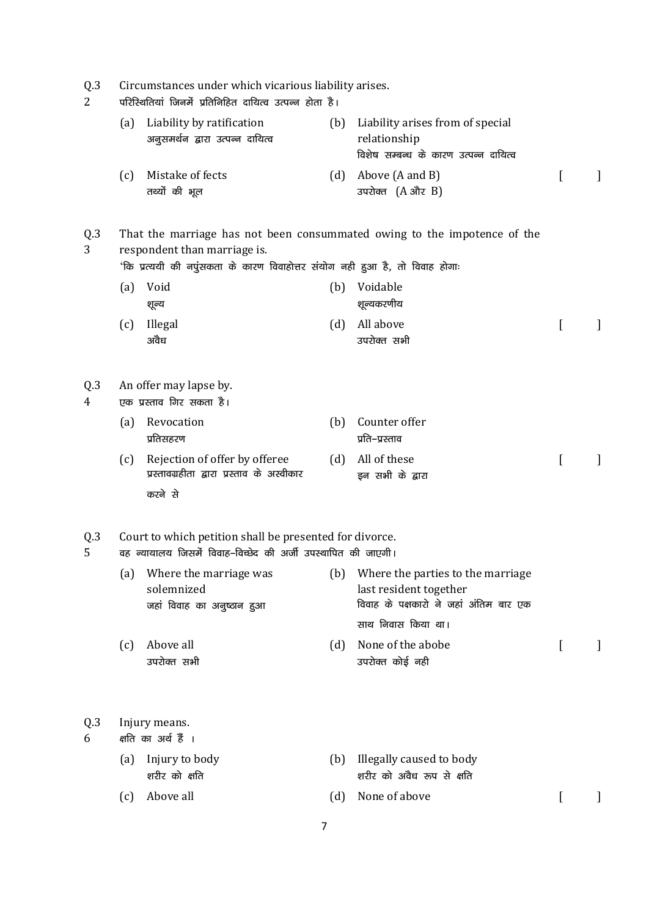Q.32 Circumstances under which vicarious liability arises.
परिस्थितियां जिनमें प्रतिनिहित दायित्व उत्पन्न होता है।

(a) Liability by ratification
अनुसमर्थन द्वारा उत्पन्न दायित्व

(b) Liability arises from of special relationship
विशेष सम्बन्ध के कारण उत्पन्न दायित्व

(c) Mistake of fects
तथ्यों की भूल

(d) Above (A and B)
उपरोक्त (A और B)

[ ]

Q.33 That the marriage has not been consummated owing to the impotence of the respondent than marriage is.
'कि प्रत्ययी की नपुंसकता के कारण विवाहोत्तर संयोग नही हुआ है, तो विवाह होगाः

(a) Void
शून्य

(b) Voidable
शून्यकरणीय

(c) Illegal
अवैध

(d) All above
उपरोक्त सभी

[ ]

Q.34 An offer may lapse by.
एक प्रस्ताव गिर सकता है।

(a) Revocation
प्रतिसहरण

(b) Counter offer
प्रति–प्रस्ताव

(c) Rejection of offer by offeree
प्रस्तावग्रहीता द्वारा प्रस्ताव के अस्वीकार करने से

(d) All of these
इन सभी के द्वारा

[ ]

Q.35 Court to which petition shall be presented for divorce.
वह न्यायालय जिसमें विवाह–विच्छेद की अर्जी उपस्थापित की जाएगी।

(a) Where the marriage was solemnized
जहां विवाह का अनुष्ठान हुआ

(b) Where the parties to the marriage last resident together
विवाह के पक्षकारो ने जहां अंतिम बार एक साथ निवास किया था।

(c) Above all
उपरोक्त सभी

(d) None of the abobe
उपरोक्त कोई नही

[ ]

Q.36 Injury means.
क्षति का अर्थ हैं ।

(a) Injury to body
शरीर को क्षति

(b) Illegally caused to body
शरीर को अवैध रूप से क्षति

(c) Above all

(d) None of above

[ ]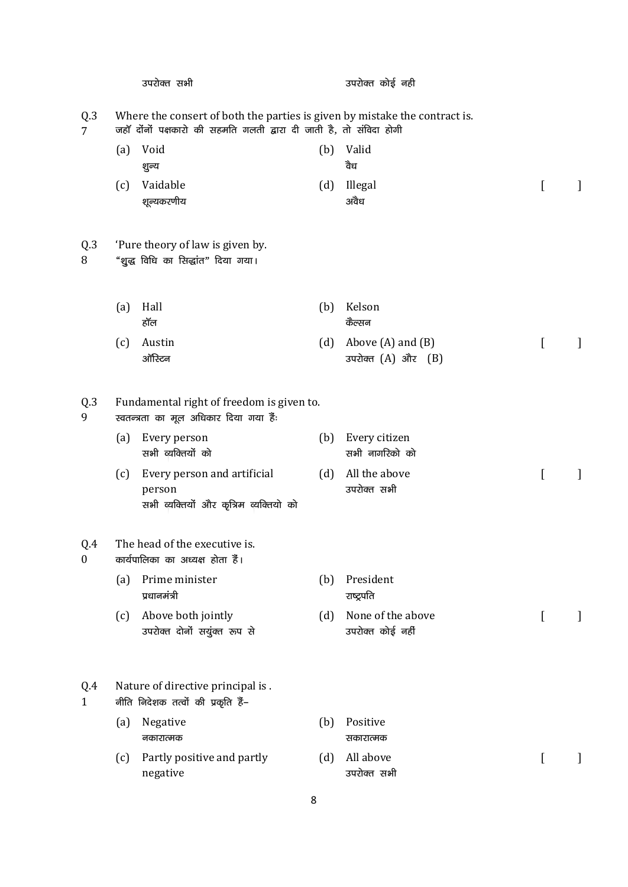उपरोक्त सभी &nbsp;&nbsp;&nbsp;&nbsp;&nbsp;&nbsp;&nbsp;&nbsp;&nbsp;&nbsp;&nbsp;&nbsp;&nbsp;&nbsp;&nbsp;&nbsp;&nbsp;&nbsp;&nbsp;&nbsp; उपरोक्त कोई नही

**Q.37** Where the consert of both the parties is given by mistake the contract is.
जहाँ दोंनों पक्षकारो की सहमति गलती द्वारा दी जाती है, तो संविदा होगी

| | | | | |
|---|---|---|---|---|
| (a) | Void<br>शुन्य | (b) | Valid<br>वैध | |
| (c) | Vaidable<br>शून्यकरणीय | (d) | Illegal<br>अवैध | [ &nbsp;&nbsp; ] |

**Q.38** 'Pure theory of law is given by.
"शुद्ध विधि का सिद्धांत" दिया गया।

| | | | | |
|---|---|---|---|---|
| (a) | Hall<br>हॉल | (b) | Kelson<br>कैल्सन | |
| (c) | Austin<br>ऑस्टिन | (d) | Above (A) and (B)<br>उपरोक्त (A) और (B) | [ &nbsp;&nbsp; ] |

**Q.39** Fundamental right of freedom is given to.
स्वतन्त्रता का मूल अधिकार दिया गया हैंः

| | | | | |
|---|---|---|---|---|
| (a) | Every person<br>सभी व्यक्तियों को | (b) | Every citizen<br>सभी नागरिको को | |
| (c) | Every person and artificial person<br>सभी व्यक्तियों और कृत्रिम व्यक्तियो को | (d) | All the above<br>उपरोक्त सभी | [ &nbsp;&nbsp; ] |

**Q.40** The head of the executive is.
कार्यपालिका का अध्यक्ष होता हैं।

| | | | | |
|---|---|---|---|---|
| (a) | Prime minister<br>प्रधानमंत्री | (b) | President<br>राष्ट्रपति | |
| (c) | Above both jointly<br>उपरोक्त दोनों सयुंक्त रूप से | (d) | None of the above<br>उपरोक्त कोई नहीं | [ &nbsp;&nbsp; ] |

**Q.41** Nature of directive principal is .
नीति निदेशक तत्वों की प्रकृति हैं–

| | | | | |
|---|---|---|---|---|
| (a) | Negative<br>नकारात्मक | (b) | Positive<br>सकारात्मक | |
| (c) | Partly positive and partly negative | (d) | All above<br>उपरोक्त सभी | [ &nbsp;&nbsp; ] |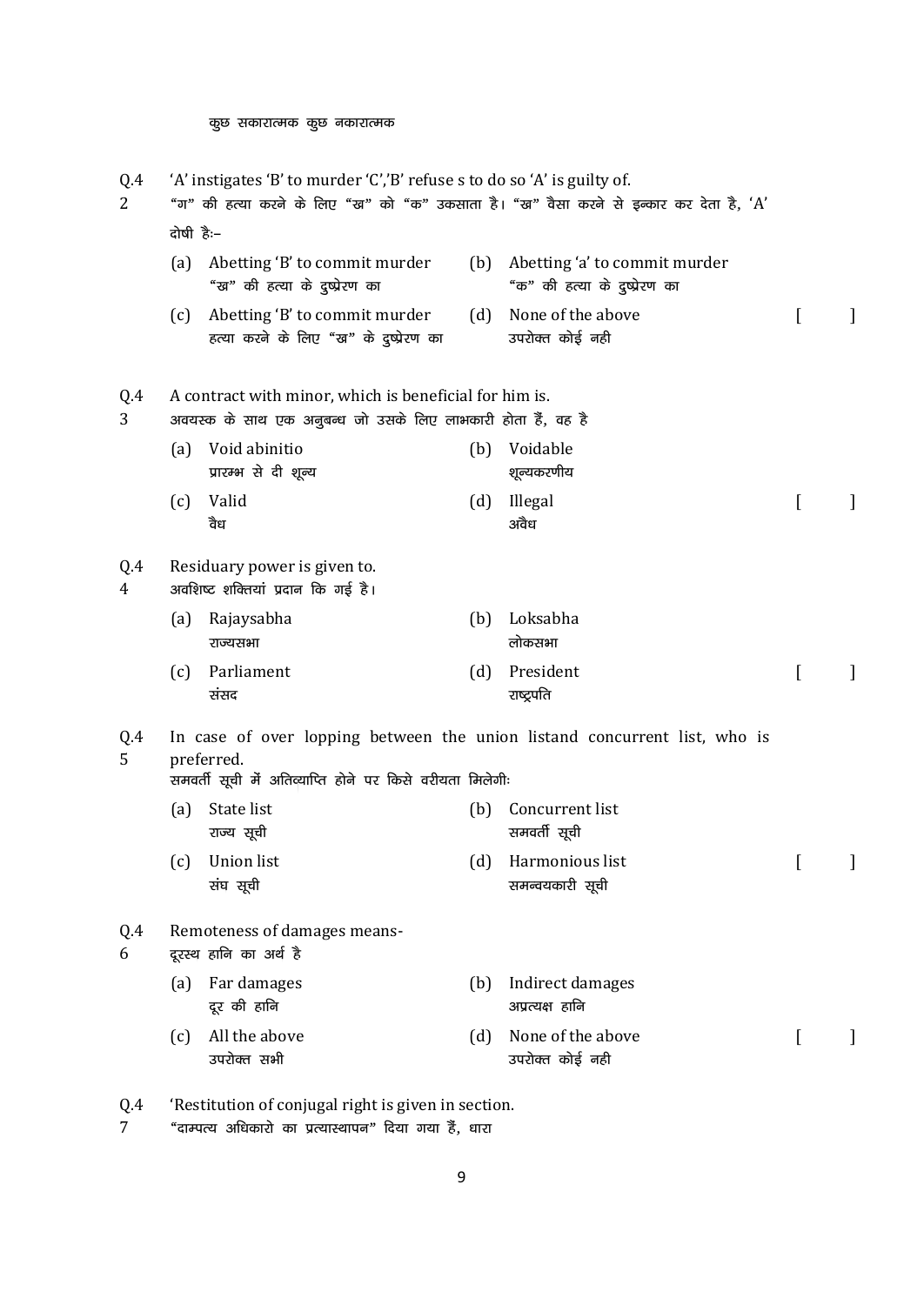कुछ सकारात्मक कुछ नकारात्मक

Q.42 'A' instigates 'B' to murder 'C','B' refuse s to do so 'A' is guilty of.
"ग" की हत्या करने के लिए "ख" को "क" उकसाता है। "ख" वैसा करने से इन्कार कर देता है, 'A' दोषी हैः–

(a) Abetting 'B' to commit murder
"ख" की हत्या के दुष्प्रेरण का

(b) Abetting 'a' to commit murder
"क" की हत्या के दुष्प्रेरण का

(c) Abetting 'B' to commit murder
हत्या करने के लिए "ख" के दुष्प्रेरण का

(d) None of the above
उपरोक्त कोई नही

[ ]

Q.43 A contract with minor, which is beneficial for him is.
अवयस्क के साथ एक अनुबन्ध जो उसके लिए लाभकारी होता हैं, वह है

(a) Void abinitio
प्रारम्भ से दी शून्य

(b) Voidable
शून्यकरणीय

(c) Valid
वैध

(d) Illegal
अवैध

[ ]

Q.44 Residuary power is given to.
अवशिष्ट शक्तियां प्रदान कि गई है।

(a) Rajaysabha
राज्यसभा

(b) Loksabha
लोकसभा

(c) Parliament
संसद

(d) President
राष्ट्रपति

[ ]

Q.45 In case of over lopping between the union listand concurrent list, who is preferred.
समवर्ती सूची में अतिव्याप्ति होने पर किसे वरीयता मिलेगीः

(a) State list
राज्य सूची

(b) Concurrent list
समवर्ती सूची

(c) Union list
संघ सूची

(d) Harmonious list
समन्वयकारी सूची

[ ]

Q.46 Remoteness of damages means-
दूरस्थ हानि का अर्थ है

(a) Far damages
दूर की हानि

(b) Indirect damages
अप्रत्यक्ष हानि

(c) All the above
उपरोक्त सभी

(d) None of the above
उपरोक्त कोई नही

[ ]

Q.47 'Restitution of conjugal right is given in section.
"दाम्पत्य अधिकारो का प्रत्यास्थापन" दिया गया हैं, धारा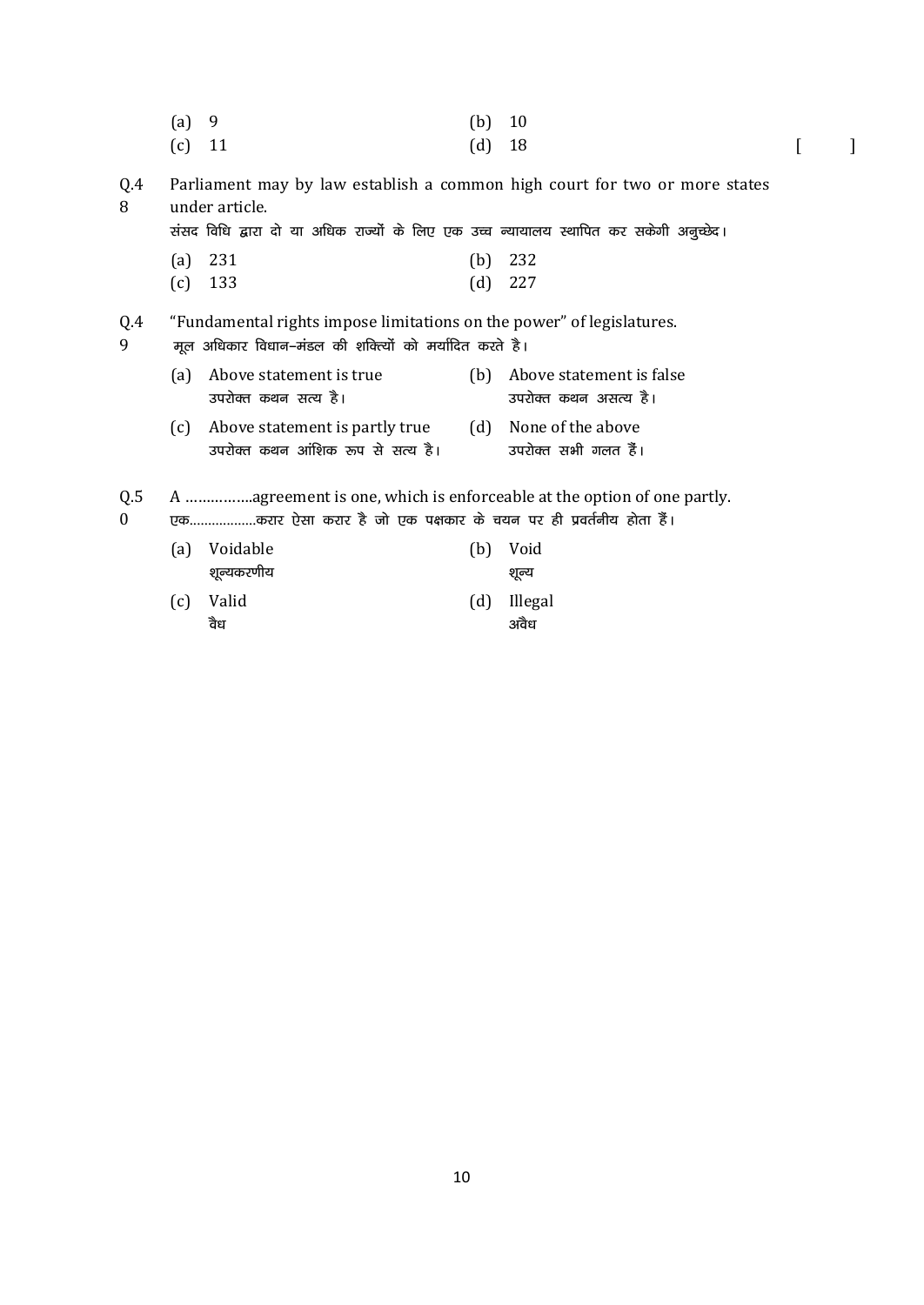(a) 9 (b) 10
(c) 11 (d) 18 [ ]

Q.48 Parliament may by law establish a common high court for two or more states under article.
संसद विधि द्वारा दो या अधिक राज्यों के लिए एक उच्च न्यायालय स्थापित कर सकेगी अनुच्छेद।

(a) 231 (b) 232
(c) 133 (d) 227

Q.49 "Fundamental rights impose limitations on the power" of legislatures.
मूल अधिकार विधान–मंडल की शक्त्यिों को मर्यादित करते है।

(a) Above statement is true
उपरोक्त कथन सत्य है।
(b) Above statement is false
उपरोक्त कथन असत्य है।
(c) Above statement is partly true
उपरोक्त कथन आंशिक रूप से सत्य है।
(d) None of the above
उपरोक्त सभी गलत हैं।

Q.50 A …………….agreement is one, which is enforceable at the option of one partly.
एक………………करार ऐसा करार है जो एक पक्षकार के चयन पर ही प्रवर्तनीय होता हैं।

(a) Voidable
शून्यकरणीय
(b) Void
शून्य
(c) Valid
वैध
(d) Illegal
अवैध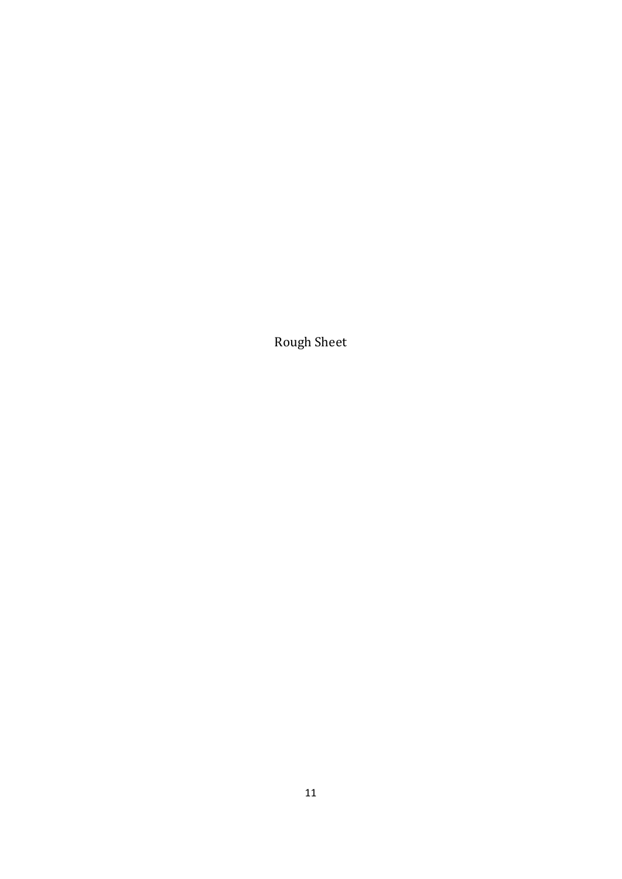Rough Sheet